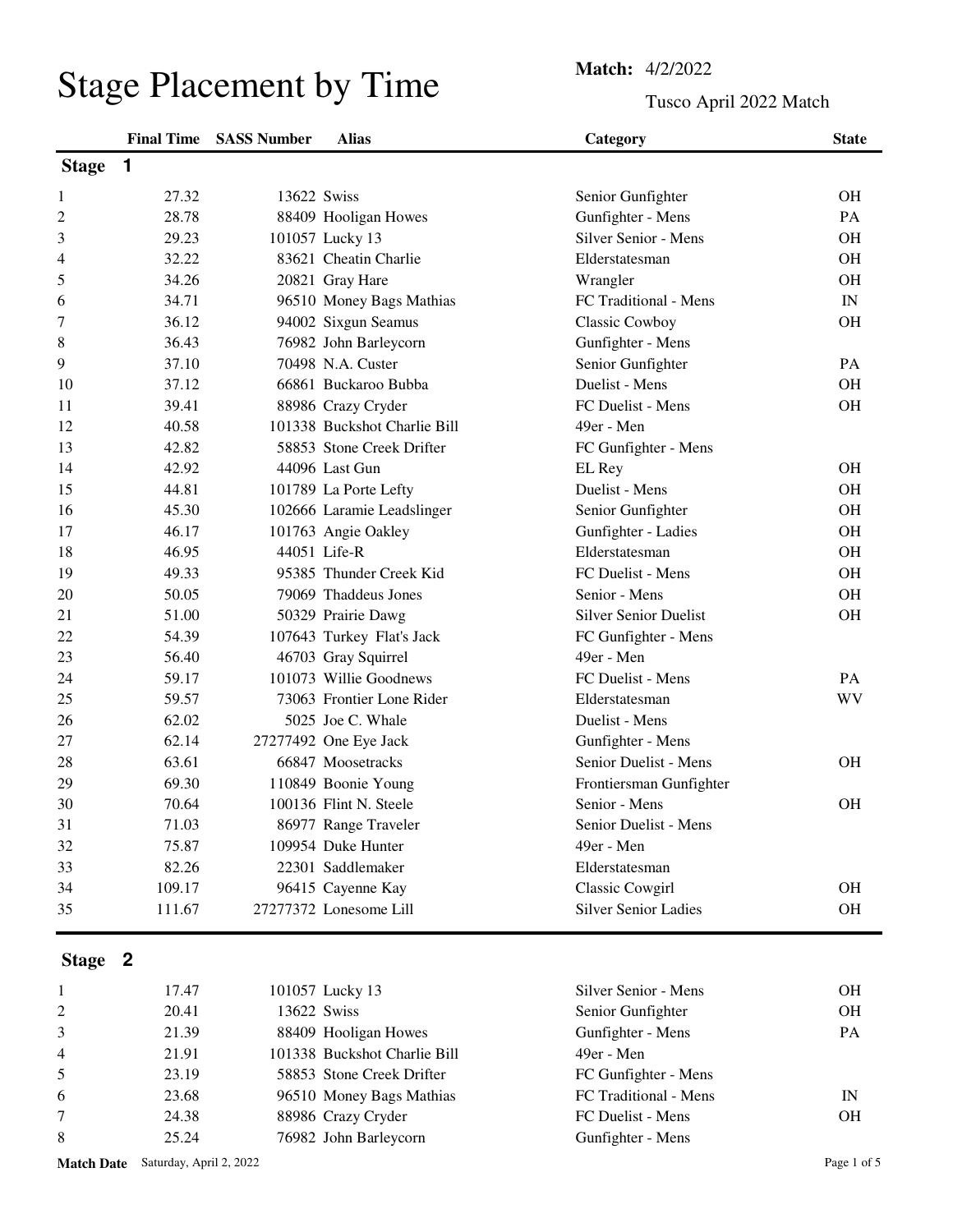# Stage Placement by Time

**Match:** 4/2/2022

Tusco April 2022 Match

## Stage 1

| | Final Time | SASS Number | Alias | Category | State |
|---|---|---|---|---|---|
| 1 | 27.32 | 13622 | Swiss | Senior Gunfighter | OH |
| 2 | 28.78 | 88409 | Hooligan Howes | Gunfighter - Mens | PA |
| 3 | 29.23 | 101057 | Lucky 13 | Silver Senior - Mens | OH |
| 4 | 32.22 | 83621 | Cheatin Charlie | Elderstatesman | OH |
| 5 | 34.26 | 20821 | Gray Hare | Wrangler | OH |
| 6 | 34.71 | 96510 | Money Bags Mathias | FC Traditional - Mens | IN |
| 7 | 36.12 | 94002 | Sixgun Seamus | Classic Cowboy | OH |
| 8 | 36.43 | 76982 | John Barleycorn | Gunfighter - Mens | |
| 9 | 37.10 | 70498 | N.A. Custer | Senior Gunfighter | PA |
| 10 | 37.12 | 66861 | Buckaroo Bubba | Duelist - Mens | OH |
| 11 | 39.41 | 88986 | Crazy Cryder | FC Duelist - Mens | OH |
| 12 | 40.58 | 101338 | Buckshot Charlie Bill | 49er - Men | |
| 13 | 42.82 | 58853 | Stone Creek Drifter | FC Gunfighter - Mens | |
| 14 | 42.92 | 44096 | Last Gun | EL Rey | OH |
| 15 | 44.81 | 101789 | La Porte Lefty | Duelist - Mens | OH |
| 16 | 45.30 | 102666 | Laramie Leadslinger | Senior Gunfighter | OH |
| 17 | 46.17 | 101763 | Angie Oakley | Gunfighter - Ladies | OH |
| 18 | 46.95 | 44051 | Life-R | Elderstatesman | OH |
| 19 | 49.33 | 95385 | Thunder Creek Kid | FC Duelist - Mens | OH |
| 20 | 50.05 | 79069 | Thaddeus Jones | Senior - Mens | OH |
| 21 | 51.00 | 50329 | Prairie Dawg | Silver Senior Duelist | OH |
| 22 | 54.39 | 107643 | Turkey Flat's Jack | FC Gunfighter - Mens | |
| 23 | 56.40 | 46703 | Gray Squirrel | 49er - Men | |
| 24 | 59.17 | 101073 | Willie Goodnews | FC Duelist - Mens | PA |
| 25 | 59.57 | 73063 | Frontier Lone Rider | Elderstatesman | WV |
| 26 | 62.02 | 5025 | Joe C. Whale | Duelist - Mens | |
| 27 | 62.14 | 27277492 | One Eye Jack | Gunfighter - Mens | |
| 28 | 63.61 | 66847 | Moosetracks | Senior Duelist - Mens | OH |
| 29 | 69.30 | 110849 | Boonie Young | Frontiersman Gunfighter | |
| 30 | 70.64 | 100136 | Flint N. Steele | Senior - Mens | OH |
| 31 | 71.03 | 86977 | Range Traveler | Senior Duelist - Mens | |
| 32 | 75.87 | 109954 | Duke Hunter | 49er - Men | |
| 33 | 82.26 | 22301 | Saddlemaker | Elderstatesman | |
| 34 | 109.17 | 96415 | Cayenne Kay | Classic Cowgirl | OH |
| 35 | 111.67 | 27277372 | Lonesome Lill | Silver Senior Ladies | OH |

## Stage 2

| | Final Time | SASS Number | Alias | Category | State |
|---|---|---|---|---|---|
| 1 | 17.47 | 101057 | Lucky 13 | Silver Senior - Mens | OH |
| 2 | 20.41 | 13622 | Swiss | Senior Gunfighter | OH |
| 3 | 21.39 | 88409 | Hooligan Howes | Gunfighter - Mens | PA |
| 4 | 21.91 | 101338 | Buckshot Charlie Bill | 49er - Men | |
| 5 | 23.19 | 58853 | Stone Creek Drifter | FC Gunfighter - Mens | |
| 6 | 23.68 | 96510 | Money Bags Mathias | FC Traditional - Mens | IN |
| 7 | 24.38 | 88986 | Crazy Cryder | FC Duelist - Mens | OH |
| 8 | 25.24 | 76982 | John Barleycorn | Gunfighter - Mens | |

**Match Date** Saturday, April 2, 2022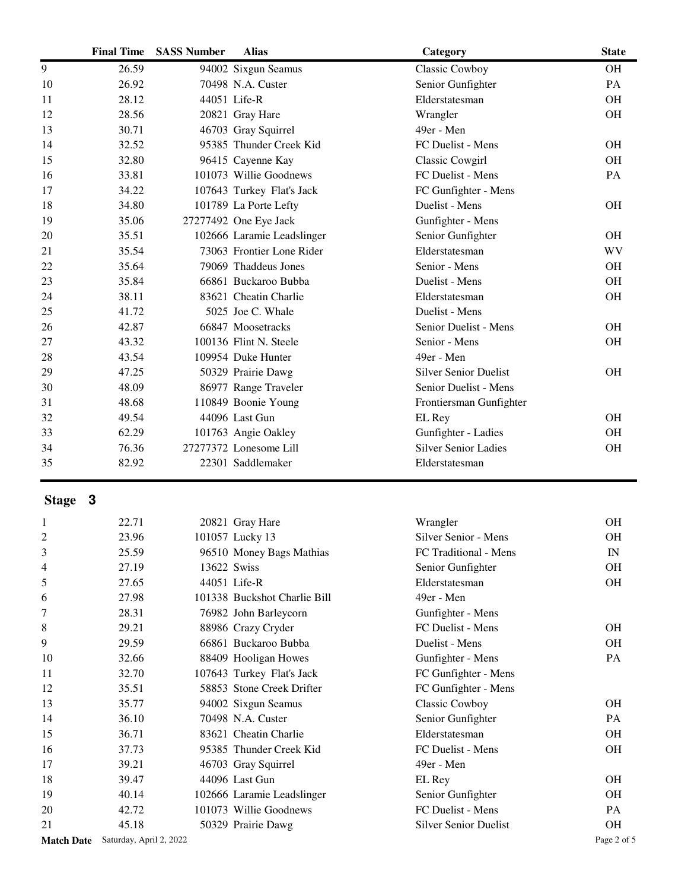| | Final Time | SASS Number | Alias | Category | State |
|---|---|---|---|---|---|
| 9 | 26.59 | 94002 | Sixgun Seamus | Classic Cowboy | OH |
| 10 | 26.92 | 70498 | N.A. Custer | Senior Gunfighter | PA |
| 11 | 28.12 | 44051 | Life-R | Elderstatesman | OH |
| 12 | 28.56 | 20821 | Gray Hare | Wrangler | OH |
| 13 | 30.71 | 46703 | Gray Squirrel | 49er - Men | |
| 14 | 32.52 | 95385 | Thunder Creek Kid | FC Duelist - Mens | OH |
| 15 | 32.80 | 96415 | Cayenne Kay | Classic Cowgirl | OH |
| 16 | 33.81 | 101073 | Willie Goodnews | FC Duelist - Mens | PA |
| 17 | 34.22 | 107643 | Turkey Flat's Jack | FC Gunfighter - Mens | |
| 18 | 34.80 | 101789 | La Porte Lefty | Duelist - Mens | OH |
| 19 | 35.06 | 27277492 | One Eye Jack | Gunfighter - Mens | |
| 20 | 35.51 | 102666 | Laramie Leadslinger | Senior Gunfighter | OH |
| 21 | 35.54 | 73063 | Frontier Lone Rider | Elderstatesman | WV |
| 22 | 35.64 | 79069 | Thaddeus Jones | Senior - Mens | OH |
| 23 | 35.84 | 66861 | Buckaroo Bubba | Duelist - Mens | OH |
| 24 | 38.11 | 83621 | Cheatin Charlie | Elderstatesman | OH |
| 25 | 41.72 | 5025 | Joe C. Whale | Duelist - Mens | |
| 26 | 42.87 | 66847 | Moosetracks | Senior Duelist - Mens | OH |
| 27 | 43.32 | 100136 | Flint N. Steele | Senior - Mens | OH |
| 28 | 43.54 | 109954 | Duke Hunter | 49er - Men | |
| 29 | 47.25 | 50329 | Prairie Dawg | Silver Senior Duelist | OH |
| 30 | 48.09 | 86977 | Range Traveler | Senior Duelist - Mens | |
| 31 | 48.68 | 110849 | Boonie Young | Frontiersman Gunfighter | |
| 32 | 49.54 | 44096 | Last Gun | EL Rey | OH |
| 33 | 62.29 | 101763 | Angie Oakley | Gunfighter - Ladies | OH |
| 34 | 76.36 | 27277372 | Lonesome Lill | Silver Senior Ladies | OH |
| 35 | 82.92 | 22301 | Saddlemaker | Elderstatesman | |

## Stage 3

| | Final Time | SASS Number | Alias | Category | State |
|---|---|---|---|---|---|
| 1 | 22.71 | 20821 | Gray Hare | Wrangler | OH |
| 2 | 23.96 | 101057 | Lucky 13 | Silver Senior - Mens | OH |
| 3 | 25.59 | 96510 | Money Bags Mathias | FC Traditional - Mens | IN |
| 4 | 27.19 | 13622 | Swiss | Senior Gunfighter | OH |
| 5 | 27.65 | 44051 | Life-R | Elderstatesman | OH |
| 6 | 27.98 | 101338 | Buckshot Charlie Bill | 49er - Men | |
| 7 | 28.31 | 76982 | John Barleycorn | Gunfighter - Mens | |
| 8 | 29.21 | 88986 | Crazy Cryder | FC Duelist - Mens | OH |
| 9 | 29.59 | 66861 | Buckaroo Bubba | Duelist - Mens | OH |
| 10 | 32.66 | 88409 | Hooligan Howes | Gunfighter - Mens | PA |
| 11 | 32.70 | 107643 | Turkey Flat's Jack | FC Gunfighter - Mens | |
| 12 | 35.51 | 58853 | Stone Creek Drifter | FC Gunfighter - Mens | |
| 13 | 35.77 | 94002 | Sixgun Seamus | Classic Cowboy | OH |
| 14 | 36.10 | 70498 | N.A. Custer | Senior Gunfighter | PA |
| 15 | 36.71 | 83621 | Cheatin Charlie | Elderstatesman | OH |
| 16 | 37.73 | 95385 | Thunder Creek Kid | FC Duelist - Mens | OH |
| 17 | 39.21 | 46703 | Gray Squirrel | 49er - Men | |
| 18 | 39.47 | 44096 | Last Gun | EL Rey | OH |
| 19 | 40.14 | 102666 | Laramie Leadslinger | Senior Gunfighter | OH |
| 20 | 42.72 | 101073 | Willie Goodnews | FC Duelist - Mens | PA |
| 21 | 45.18 | 50329 | Prairie Dawg | Silver Senior Duelist | OH |

**Match Date** Saturday, April 2, 2022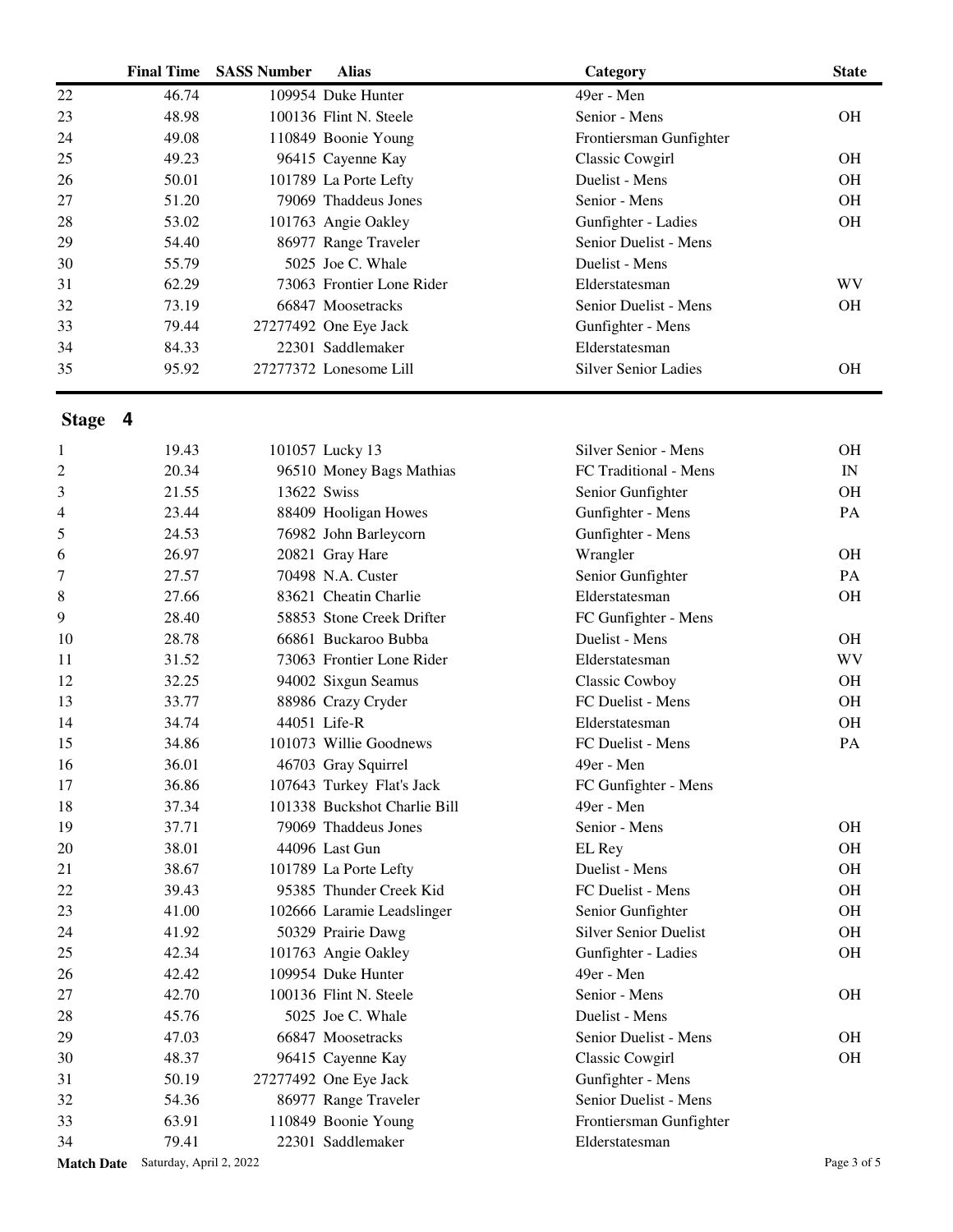| | Final Time | SASS Number | Alias | Category | State |
|---|---|---|---|---|---|
| 22 | 46.74 | 109954 | Duke Hunter | 49er - Men | |
| 23 | 48.98 | 100136 | Flint N. Steele | Senior - Mens | OH |
| 24 | 49.08 | 110849 | Boonie Young | Frontiersman Gunfighter | |
| 25 | 49.23 | 96415 | Cayenne Kay | Classic Cowgirl | OH |
| 26 | 50.01 | 101789 | La Porte Lefty | Duelist - Mens | OH |
| 27 | 51.20 | 79069 | Thaddeus Jones | Senior - Mens | OH |
| 28 | 53.02 | 101763 | Angie Oakley | Gunfighter - Ladies | OH |
| 29 | 54.40 | 86977 | Range Traveler | Senior Duelist - Mens | |
| 30 | 55.79 | 5025 | Joe C. Whale | Duelist - Mens | |
| 31 | 62.29 | 73063 | Frontier Lone Rider | Elderstatesman | WV |
| 32 | 73.19 | 66847 | Moosetracks | Senior Duelist - Mens | OH |
| 33 | 79.44 | 27277492 | One Eye Jack | Gunfighter - Mens | |
| 34 | 84.33 | 22301 | Saddlemaker | Elderstatesman | |
| 35 | 95.92 | 27277372 | Lonesome Lill | Silver Senior Ladies | OH |

## Stage 4

| | Final Time | SASS Number | Alias | Category | State |
|---|---|---|---|---|---|
| 1 | 19.43 | 101057 | Lucky 13 | Silver Senior - Mens | OH |
| 2 | 20.34 | 96510 | Money Bags Mathias | FC Traditional - Mens | IN |
| 3 | 21.55 | 13622 | Swiss | Senior Gunfighter | OH |
| 4 | 23.44 | 88409 | Hooligan Howes | Gunfighter - Mens | PA |
| 5 | 24.53 | 76982 | John Barleycorn | Gunfighter - Mens | |
| 6 | 26.97 | 20821 | Gray Hare | Wrangler | OH |
| 7 | 27.57 | 70498 | N.A. Custer | Senior Gunfighter | PA |
| 8 | 27.66 | 83621 | Cheatin Charlie | Elderstatesman | OH |
| 9 | 28.40 | 58853 | Stone Creek Drifter | FC Gunfighter - Mens | |
| 10 | 28.78 | 66861 | Buckaroo Bubba | Duelist - Mens | OH |
| 11 | 31.52 | 73063 | Frontier Lone Rider | Elderstatesman | WV |
| 12 | 32.25 | 94002 | Sixgun Seamus | Classic Cowboy | OH |
| 13 | 33.77 | 88986 | Crazy Cryder | FC Duelist - Mens | OH |
| 14 | 34.74 | 44051 | Life-R | Elderstatesman | OH |
| 15 | 34.86 | 101073 | Willie Goodnews | FC Duelist - Mens | PA |
| 16 | 36.01 | 46703 | Gray Squirrel | 49er - Men | |
| 17 | 36.86 | 107643 | Turkey Flat's Jack | FC Gunfighter - Mens | |
| 18 | 37.34 | 101338 | Buckshot Charlie Bill | 49er - Men | |
| 19 | 37.71 | 79069 | Thaddeus Jones | Senior - Mens | OH |
| 20 | 38.01 | 44096 | Last Gun | EL Rey | OH |
| 21 | 38.67 | 101789 | La Porte Lefty | Duelist - Mens | OH |
| 22 | 39.43 | 95385 | Thunder Creek Kid | FC Duelist - Mens | OH |
| 23 | 41.00 | 102666 | Laramie Leadslinger | Senior Gunfighter | OH |
| 24 | 41.92 | 50329 | Prairie Dawg | Silver Senior Duelist | OH |
| 25 | 42.34 | 101763 | Angie Oakley | Gunfighter - Ladies | OH |
| 26 | 42.42 | 109954 | Duke Hunter | 49er - Men | |
| 27 | 42.70 | 100136 | Flint N. Steele | Senior - Mens | OH |
| 28 | 45.76 | 5025 | Joe C. Whale | Duelist - Mens | |
| 29 | 47.03 | 66847 | Moosetracks | Senior Duelist - Mens | OH |
| 30 | 48.37 | 96415 | Cayenne Kay | Classic Cowgirl | OH |
| 31 | 50.19 | 27277492 | One Eye Jack | Gunfighter - Mens | |
| 32 | 54.36 | 86977 | Range Traveler | Senior Duelist - Mens | |
| 33 | 63.91 | 110849 | Boonie Young | Frontiersman Gunfighter | |
| 34 | 79.41 | 22301 | Saddlemaker | Elderstatesman | |

**Match Date** Saturday, April 2, 2022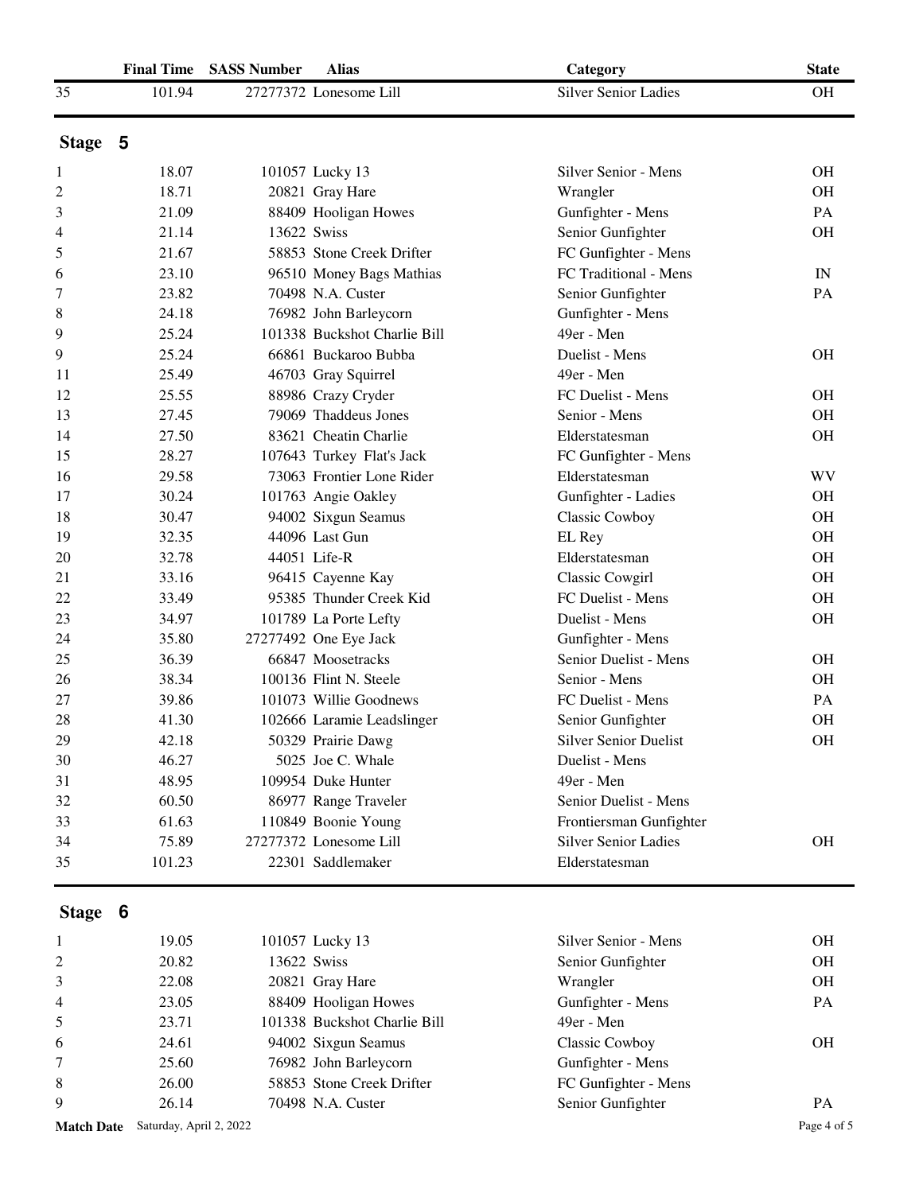| | Final Time | SASS Number | Alias | Category | State |
|---|---|---|---|---|---|
| 35 | 101.94 | 27277372 | Lonesome Lill | Silver Senior Ladies | OH |

## Stage 5

| | Final Time | SASS Number | Alias | Category | State |
|---|---|---|---|---|---|
| 1 | 18.07 | 101057 | Lucky 13 | Silver Senior - Mens | OH |
| 2 | 18.71 | 20821 | Gray Hare | Wrangler | OH |
| 3 | 21.09 | 88409 | Hooligan Howes | Gunfighter - Mens | PA |
| 4 | 21.14 | 13622 | Swiss | Senior Gunfighter | OH |
| 5 | 21.67 | 58853 | Stone Creek Drifter | FC Gunfighter - Mens | |
| 6 | 23.10 | 96510 | Money Bags Mathias | FC Traditional - Mens | IN |
| 7 | 23.82 | 70498 | N.A. Custer | Senior Gunfighter | PA |
| 8 | 24.18 | 76982 | John Barleycorn | Gunfighter - Mens | |
| 9 | 25.24 | 101338 | Buckshot Charlie Bill | 49er - Men | |
| 9 | 25.24 | 66861 | Buckaroo Bubba | Duelist - Mens | OH |
| 11 | 25.49 | 46703 | Gray Squirrel | 49er - Men | |
| 12 | 25.55 | 88986 | Crazy Cryder | FC Duelist - Mens | OH |
| 13 | 27.45 | 79069 | Thaddeus Jones | Senior - Mens | OH |
| 14 | 27.50 | 83621 | Cheatin Charlie | Elderstatesman | OH |
| 15 | 28.27 | 107643 | Turkey Flat's Jack | FC Gunfighter - Mens | |
| 16 | 29.58 | 73063 | Frontier Lone Rider | Elderstatesman | WV |
| 17 | 30.24 | 101763 | Angie Oakley | Gunfighter - Ladies | OH |
| 18 | 30.47 | 94002 | Sixgun Seamus | Classic Cowboy | OH |
| 19 | 32.35 | 44096 | Last Gun | EL Rey | OH |
| 20 | 32.78 | 44051 | Life-R | Elderstatesman | OH |
| 21 | 33.16 | 96415 | Cayenne Kay | Classic Cowgirl | OH |
| 22 | 33.49 | 95385 | Thunder Creek Kid | FC Duelist - Mens | OH |
| 23 | 34.97 | 101789 | La Porte Lefty | Duelist - Mens | OH |
| 24 | 35.80 | 27277492 | One Eye Jack | Gunfighter - Mens | |
| 25 | 36.39 | 66847 | Moosetracks | Senior Duelist - Mens | OH |
| 26 | 38.34 | 100136 | Flint N. Steele | Senior - Mens | OH |
| 27 | 39.86 | 101073 | Willie Goodnews | FC Duelist - Mens | PA |
| 28 | 41.30 | 102666 | Laramie Leadslinger | Senior Gunfighter | OH |
| 29 | 42.18 | 50329 | Prairie Dawg | Silver Senior Duelist | OH |
| 30 | 46.27 | 5025 | Joe C. Whale | Duelist - Mens | |
| 31 | 48.95 | 109954 | Duke Hunter | 49er - Men | |
| 32 | 60.50 | 86977 | Range Traveler | Senior Duelist - Mens | |
| 33 | 61.63 | 110849 | Boonie Young | Frontiersman Gunfighter | |
| 34 | 75.89 | 27277372 | Lonesome Lill | Silver Senior Ladies | OH |
| 35 | 101.23 | 22301 | Saddlemaker | Elderstatesman | |

## Stage 6

| | Final Time | SASS Number | Alias | Category | State |
|---|---|---|---|---|---|
| 1 | 19.05 | 101057 | Lucky 13 | Silver Senior - Mens | OH |
| 2 | 20.82 | 13622 | Swiss | Senior Gunfighter | OH |
| 3 | 22.08 | 20821 | Gray Hare | Wrangler | OH |
| 4 | 23.05 | 88409 | Hooligan Howes | Gunfighter - Mens | PA |
| 5 | 23.71 | 101338 | Buckshot Charlie Bill | 49er - Men | |
| 6 | 24.61 | 94002 | Sixgun Seamus | Classic Cowboy | OH |
| 7 | 25.60 | 76982 | John Barleycorn | Gunfighter - Mens | |
| 8 | 26.00 | 58853 | Stone Creek Drifter | FC Gunfighter - Mens | |
| 9 | 26.14 | 70498 | N.A. Custer | Senior Gunfighter | PA |

**Match Date** Saturday, April 2, 2022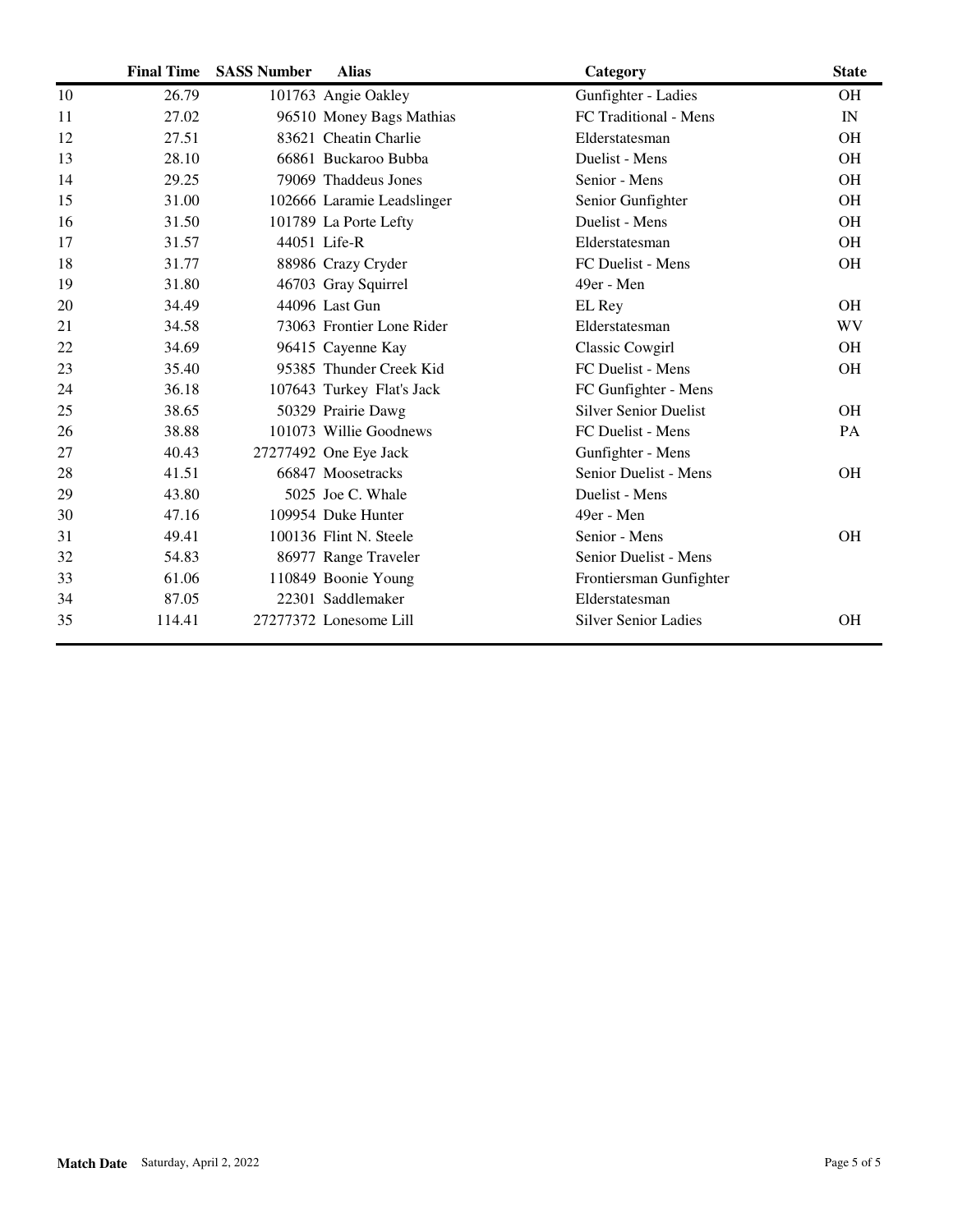| | Final Time | SASS Number | Alias | Category | State |
|---|---|---|---|---|---|
| 10 | 26.79 | 101763 | Angie Oakley | Gunfighter - Ladies | OH |
| 11 | 27.02 | 96510 | Money Bags Mathias | FC Traditional - Mens | IN |
| 12 | 27.51 | 83621 | Cheatin Charlie | Elderstatesman | OH |
| 13 | 28.10 | 66861 | Buckaroo Bubba | Duelist - Mens | OH |
| 14 | 29.25 | 79069 | Thaddeus Jones | Senior - Mens | OH |
| 15 | 31.00 | 102666 | Laramie Leadslinger | Senior Gunfighter | OH |
| 16 | 31.50 | 101789 | La Porte Lefty | Duelist - Mens | OH |
| 17 | 31.57 | 44051 | Life-R | Elderstatesman | OH |
| 18 | 31.77 | 88986 | Crazy Cryder | FC Duelist - Mens | OH |
| 19 | 31.80 | 46703 | Gray Squirrel | 49er - Men | |
| 20 | 34.49 | 44096 | Last Gun | EL Rey | OH |
| 21 | 34.58 | 73063 | Frontier Lone Rider | Elderstatesman | WV |
| 22 | 34.69 | 96415 | Cayenne Kay | Classic Cowgirl | OH |
| 23 | 35.40 | 95385 | Thunder Creek Kid | FC Duelist - Mens | OH |
| 24 | 36.18 | 107643 | Turkey Flat's Jack | FC Gunfighter - Mens | |
| 25 | 38.65 | 50329 | Prairie Dawg | Silver Senior Duelist | OH |
| 26 | 38.88 | 101073 | Willie Goodnews | FC Duelist - Mens | PA |
| 27 | 40.43 | 27277492 | One Eye Jack | Gunfighter - Mens | |
| 28 | 41.51 | 66847 | Moosetracks | Senior Duelist - Mens | OH |
| 29 | 43.80 | 5025 | Joe C. Whale | Duelist - Mens | |
| 30 | 47.16 | 109954 | Duke Hunter | 49er - Men | |
| 31 | 49.41 | 100136 | Flint N. Steele | Senior - Mens | OH |
| 32 | 54.83 | 86977 | Range Traveler | Senior Duelist - Mens | |
| 33 | 61.06 | 110849 | Boonie Young | Frontiersman Gunfighter | |
| 34 | 87.05 | 22301 | Saddlemaker | Elderstatesman | |
| 35 | 114.41 | 27277372 | Lonesome Lill | Silver Senior Ladies | OH |

**Match Date** Saturday, April 2, 2022